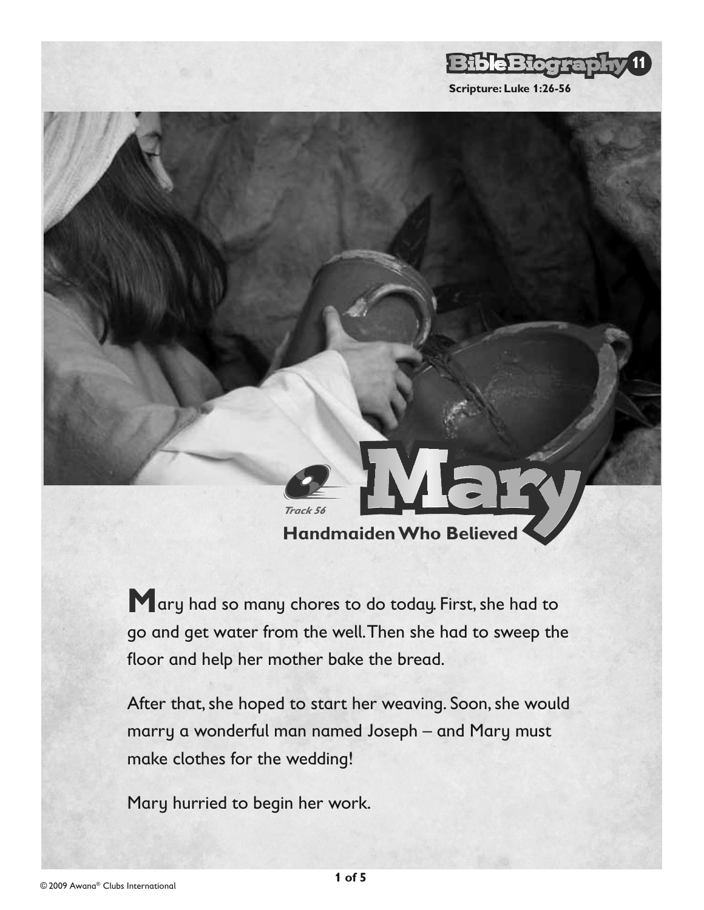BibleBiography 11

Scripture: Luke 1:26-56

Track 56

# Mary

## Handmaiden Who Believed

Mary had so many chores to do today. First, she had to go and get water from the well. Then she had to sweep the floor and help her mother bake the bread.

After that, she hoped to start her weaving. Soon, she would marry a wonderful man named Joseph – and Mary must make clothes for the wedding!

Mary hurried to begin her work.

© 2009 Awana® Clubs International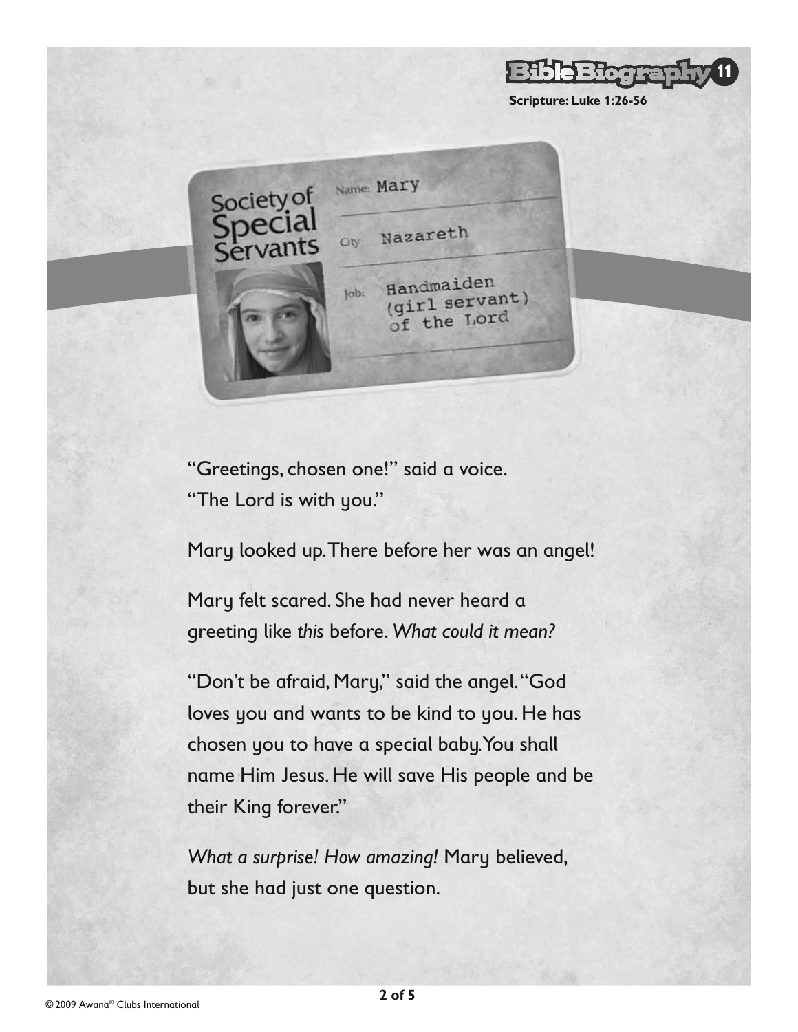Scripture: Luke 1:26-56

Society of Special Servants

Name: Mary

City: Nazareth

Job: Handmaiden (girl servant) of the Lord

"Greetings, chosen one!" said a voice. "The Lord is with you."

Mary looked up. There before her was an angel!

Mary felt scared. She had never heard a greeting like *this* before. *What could it mean?*

"Don't be afraid, Mary," said the angel. "God loves you and wants to be kind to you. He has chosen you to have a special baby. You shall name Him Jesus. He will save His people and be their King forever."

*What a surprise! How amazing!* Mary believed, but she had just one question.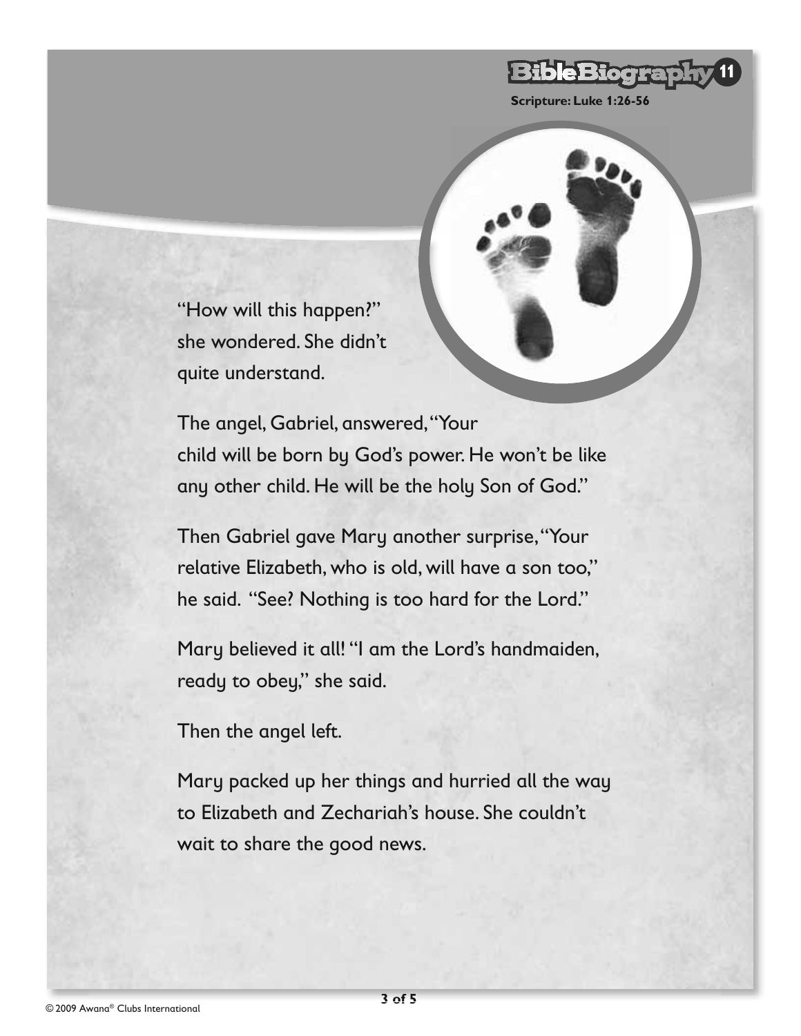Scripture: Luke 1:26-56

"How will this happen?" she wondered. She didn't quite understand.

The angel, Gabriel, answered, "Your child will be born by God's power. He won't be like any other child. He will be the holy Son of God."

Then Gabriel gave Mary another surprise, "Your relative Elizabeth, who is old, will have a son too," he said. "See? Nothing is too hard for the Lord."

Mary believed it all! "I am the Lord's handmaiden, ready to obey," she said.

Then the angel left.

Mary packed up her things and hurried all the way to Elizabeth and Zechariah's house. She couldn't wait to share the good news.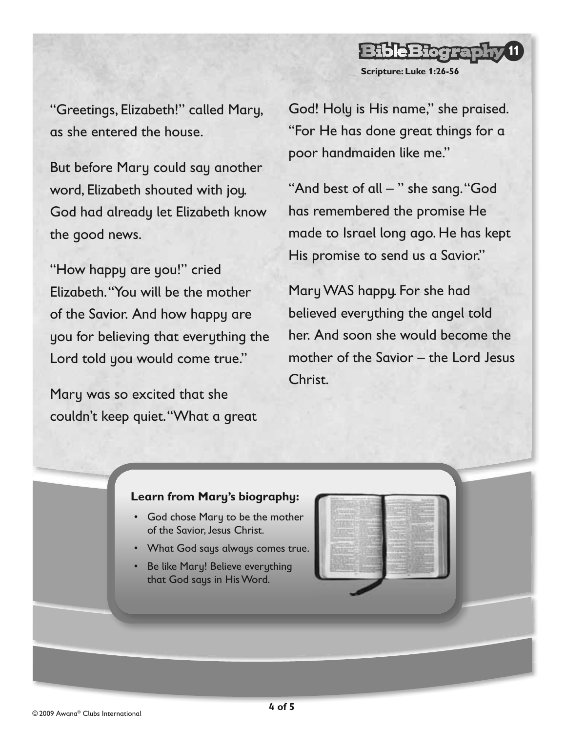Scripture: Luke 1:26-56

"Greetings, Elizabeth!" called Mary, as she entered the house.

But before Mary could say another word, Elizabeth shouted with joy. God had already let Elizabeth know the good news.

"How happy are you!" cried Elizabeth. "You will be the mother of the Savior. And how happy are you for believing that everything the Lord told you would come true."

Mary was so excited that she couldn't keep quiet. "What a great God! Holy is His name," she praised. "For He has done great things for a poor handmaiden like me."

"And best of all – " she sang. "God has remembered the promise He made to Israel long ago. He has kept His promise to send us a Savior."

Mary WAS happy. For she had believed everything the angel told her. And soon she would become the mother of the Savior – the Lord Jesus Christ.

**Learn from Mary's biography:**

- God chose Mary to be the mother of the Savior, Jesus Christ.
- What God says always comes true.
- Be like Mary! Believe everything that God says in His Word.

© 2009 Awana® Clubs International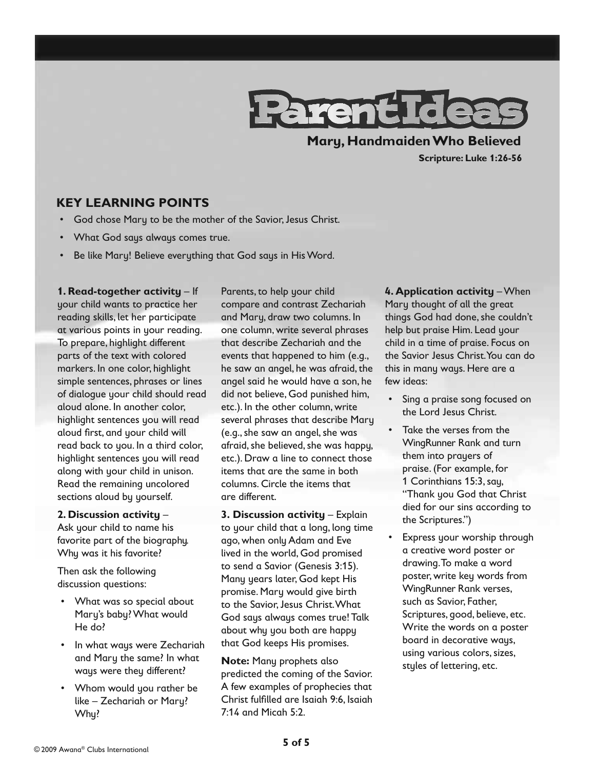# Parent Ideas

## Mary, Handmaiden Who Believed

**Scripture: Luke 1:26-56**

### KEY LEARNING POINTS

- God chose Mary to be the mother of the Savior, Jesus Christ.
- What God says always comes true.
- Be like Mary! Believe everything that God says in His Word.

**1. Read-together activity** – If your child wants to practice her reading skills, let her participate at various points in your reading. To prepare, highlight different parts of the text with colored markers. In one color, highlight simple sentences, phrases or lines of dialogue your child should read aloud alone. In another color, highlight sentences you will read aloud first, and your child will read back to you. In a third color, highlight sentences you will read along with your child in unison. Read the remaining uncolored sections aloud by yourself.

**2. Discussion activity** – Ask your child to name his favorite part of the biography. Why was it his favorite?

Then ask the following discussion questions:

- What was so special about Mary's baby? What would He do?
- In what ways were Zechariah and Mary the same? In what ways were they different?
- Whom would you rather be like – Zechariah or Mary? Why?

Parents, to help your child compare and contrast Zechariah and Mary, draw two columns. In one column, write several phrases that describe Zechariah and the events that happened to him (e.g., he saw an angel, he was afraid, the angel said he would have a son, he did not believe, God punished him, etc.). In the other column, write several phrases that describe Mary (e.g., she saw an angel, she was afraid, she believed, she was happy, etc.). Draw a line to connect those items that are the same in both columns. Circle the items that are different.

**3. Discussion activity** – Explain to your child that a long, long time ago, when only Adam and Eve lived in the world, God promised to send a Savior (Genesis 3:15). Many years later, God kept His promise. Mary would give birth to the Savior, Jesus Christ. What God says always comes true! Talk about why you both are happy that God keeps His promises.

**Note:** Many prophets also predicted the coming of the Savior. A few examples of prophecies that Christ fulfilled are Isaiah 9:6, Isaiah 7:14 and Micah 5:2.

**4. Application activity** – When Mary thought of all the great things God had done, she couldn't help but praise Him. Lead your child in a time of praise. Focus on the Savior Jesus Christ. You can do this in many ways. Here are a few ideas:

- Sing a praise song focused on the Lord Jesus Christ.
- Take the verses from the WingRunner Rank and turn them into prayers of praise. (For example, for 1 Corinthians 15:3, say, "Thank you God that Christ died for our sins according to the Scriptures.")
- Express your worship through a creative word poster or drawing. To make a word poster, write key words from WingRunner Rank verses, such as Savior, Father, Scriptures, good, believe, etc. Write the words on a poster board in decorative ways, using various colors, sizes, styles of lettering, etc.

© 2009 Awana® Clubs International